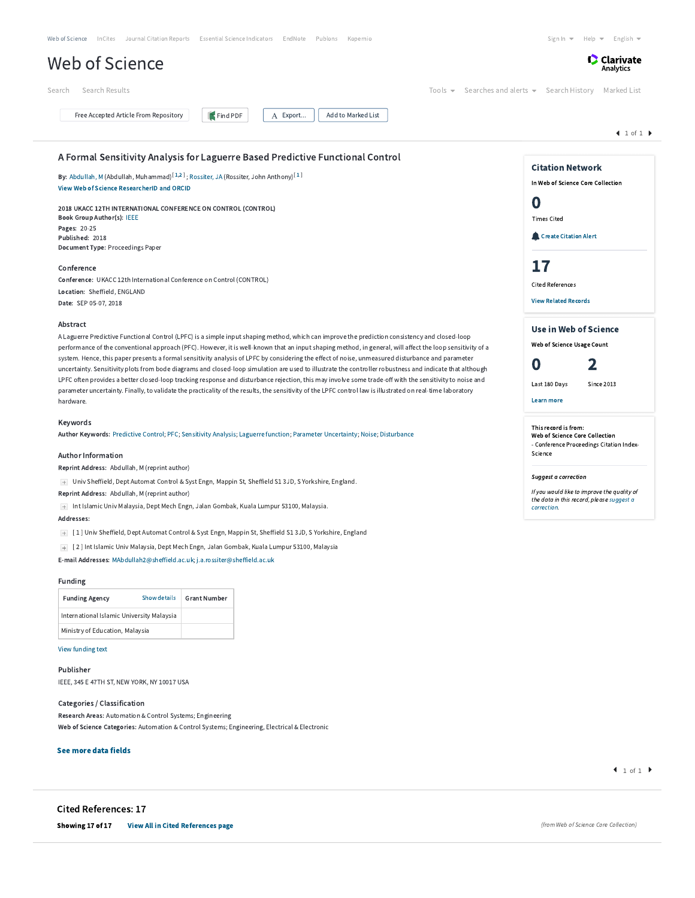Web of Science InCites Journal Citation Reports Essential Science Indicators EndNote Publons Kopernio

Sign In Help English

# Web of Science

Clarivate Analytics

Search Search Results Tools Searches and alerts Search History Marked List

Free Accepted Article From Repository Find PDF Export... Add to Marked List

## A Formal Sensitivity Analysis for Laguerre Based Predictive Functional Control

**By:** Abdullah, M (Abdullah, Muhammad)[1,2]; Rossiter, JA (Rossiter, John Anthony)[1]

View Web of Science ResearcherID and ORCID

**2018 UKACC 12TH INTERNATIONAL CONFERENCE ON CONTROL (CONTROL)**

**Book Group Author(s):** IEEE

**Pages:** 20-25

**Published:** 2018

**Document Type:** Proceedings Paper

### Conference

**Conference:** UKACC 12th International Conference on Control (CONTROL)

**Location:** Sheffield, ENGLAND

**Date:** SEP 05-07, 2018

### Abstract

A Laguerre Predictive Functional Control (LPFC) is a simple input shaping method, which can improve the prediction consistency and closed-loop performance of the conventional approach (PFC). However, it is well-known that an input shaping method, in general, will affect the loop sensitivity of a system. Hence, this paper presents a formal sensitivity analysis of LPFC by considering the effect of noise, unmeasured disturbance and parameter uncertainty. Sensitivity plots from bode diagrams and closed-loop simulation are used to illustrate the controller robustness and indicate that although LPFC often provides a better closed-loop tracking response and disturbance rejection, this may involve some trade-off with the sensitivity to noise and parameter uncertainty. Finally, to validate the practicality of the results, the sensitivity of the LPFC control law is illustrated on real-time laboratory hardware.

### Keywords

**Author Keywords:** Predictive Control; PFC; Sensitivity Analysis; Laguerre function; Parameter Uncertainty; Noise; Disturbance

### Author Information

**Reprint Address:** Abdullah, M (reprint author)

Univ Sheffield, Dept Automat Control & Syst Engn, Mappin St, Sheffield S1 3JD, S Yorkshire, England.

**Reprint Address:** Abdullah, M (reprint author)

Int Islamic Univ Malaysia, Dept Mech Engn, Jalan Gombak, Kuala Lumpur 53100, Malaysia.

**Addresses:**

[1] Univ Sheffield, Dept Automat Control & Syst Engn, Mappin St, Sheffield S1 3JD, S Yorkshire, England

[2] Int Islamic Univ Malaysia, Dept Mech Engn, Jalan Gombak, Kuala Lumpur 53100, Malaysia

**E-mail Addresses:** MAbdullah2@sheffield.ac.uk; j.a.rossiter@sheffield.ac.uk

### Funding

| Funding Agency | Grant Number |
|---|---|
| International Islamic University Malaysia | |
| Ministry of Education, Malaysia | |

View funding text

### Publisher

IEEE, 345 E 47TH ST, NEW YORK, NY 10017 USA

### Categories / Classification

**Research Areas:** Automation & Control Systems; Engineering

**Web of Science Categories:** Automation & Control Systems; Engineering, Electrical & Electronic

**See more data fields**

### Citation Network

In Web of Science Core Collection

**0** Times Cited

Create Citation Alert

**17** Cited References

View Related Records

### Use in Web of Science

Web of Science Usage Count

**0** Last 180 Days

**2** Since 2013

Learn more

This record is from:
Web of Science Core Collection
- Conference Proceedings Citation Index- Science

*Suggest a correction*

*If you would like to improve the quality of the data in this record, please suggest a correction.*

## Cited References: 17

**Showing 17 of 17** View All in Cited References page

*(from Web of Science Core Collection)*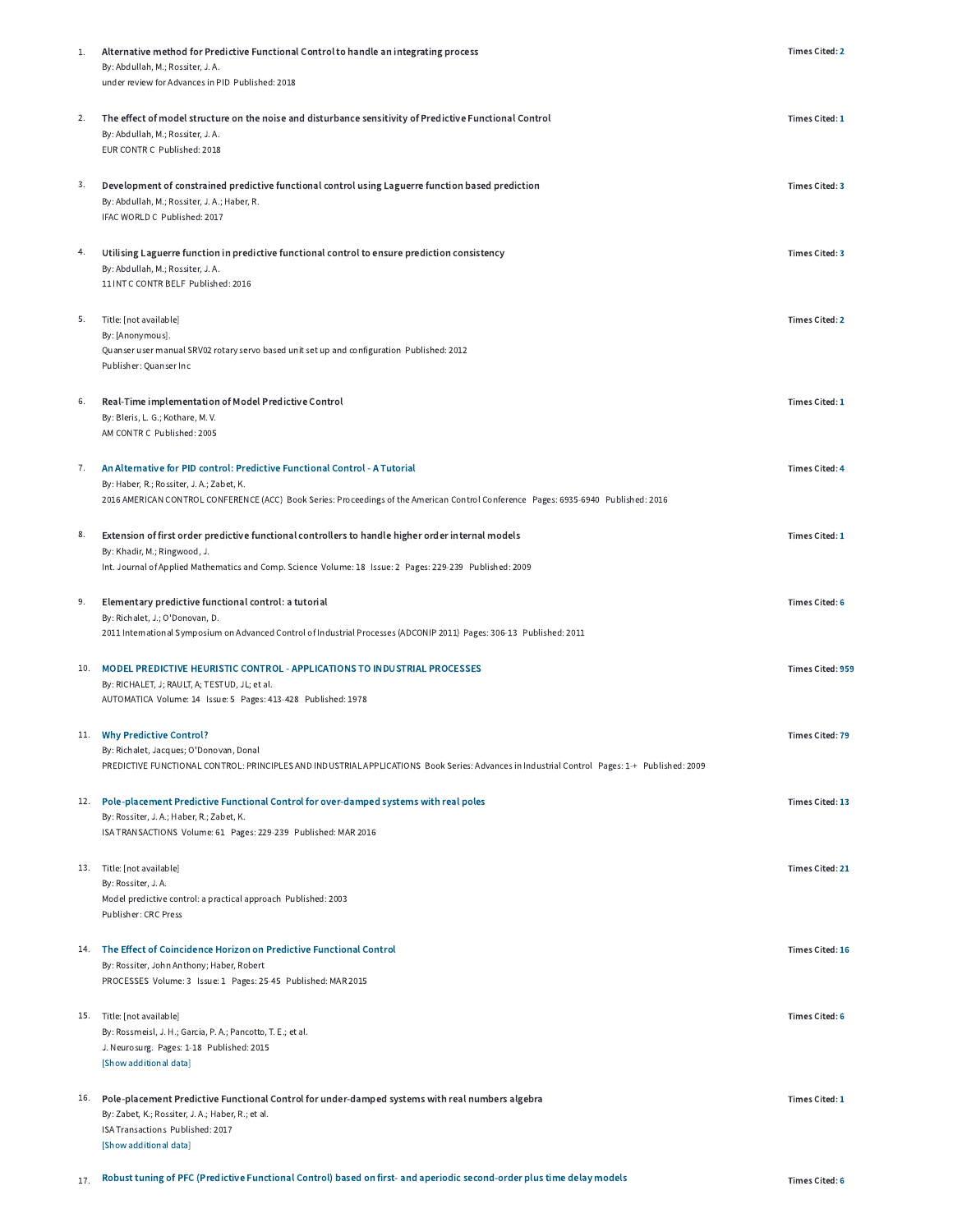1. **Alternative method for Predictive Functional Control to handle an integrating process** — Times Cited: 2
   By: Abdullah, M.; Rossiter, J. A.
   under review for Advances in PID Published: 2018

2. **The effect of model structure on the noise and disturbance sensitivity of Predictive Functional Control** — Times Cited: 1
   By: Abdullah, M.; Rossiter, J. A.
   EUR CONTR C Published: 2018

3. **Development of constrained predictive functional control using Laguerre function based prediction** — Times Cited: 3
   By: Abdullah, M.; Rossiter, J. A.; Haber, R.
   IFAC WORLD C Published: 2017

4. **Utilising Laguerre function in predictive functional control to ensure prediction consistency** — Times Cited: 3
   By: Abdullah, M.; Rossiter, J. A.
   11 INT C CONTR BELF Published: 2016

5. Title: [not available] — Times Cited: 2
   By: [Anonymous].
   Quanser user manual SRV02 rotary servo based unit set up and configuration Published: 2012
   Publisher: Quanser Inc

6. **Real-Time implementation of Model Predictive Control** — Times Cited: 1
   By: Bleris, L. G.; Kothare, M. V.
   AM CONTR C Published: 2005

7. **An Alternative for PID control: Predictive Functional Control - A Tutorial** — Times Cited: 4
   By: Haber, R.; Rossiter, J. A.; Zabet, K.
   2016 AMERICAN CONTROL CONFERENCE (ACC) Book Series: Proceedings of the American Control Conference Pages: 6935-6940 Published: 2016

8. **Extension of first order predictive functional controllers to handle higher order internal models** — Times Cited: 1
   By: Khadir, M.; Ringwood, J.
   Int. Journal of Applied Mathematics and Comp. Science Volume: 18 Issue: 2 Pages: 229-239 Published: 2009

9. **Elementary predictive functional control: a tutorial** — Times Cited: 6
   By: Richalet, J.; O'Donovan, D.
   2011 International Symposium on Advanced Control of Industrial Processes (ADCONIP 2011) Pages: 306-13 Published: 2011

10. **MODEL PREDICTIVE HEURISTIC CONTROL - APPLICATIONS TO INDUSTRIAL PROCESSES** — Times Cited: 959
    By: RICHALET, J; RAULT, A; TESTUD, JL; et al.
    AUTOMATICA Volume: 14 Issue: 5 Pages: 413-428 Published: 1978

11. **Why Predictive Control?** — Times Cited: 79
    By: Richalet, Jacques; O'Donovan, Donal
    PREDICTIVE FUNCTIONAL CONTROL: PRINCIPLES AND INDUSTRIAL APPLICATIONS Book Series: Advances in Industrial Control Pages: 1-+ Published: 2009

12. **Pole-placement Predictive Functional Control for over-damped systems with real poles** — Times Cited: 13
    By: Rossiter, J. A.; Haber, R.; Zabet, K.
    ISA TRANSACTIONS Volume: 61 Pages: 229-239 Published: MAR 2016

13. Title: [not available] — Times Cited: 21
    By: Rossiter, J. A.
    Model predictive control: a practical approach Published: 2003
    Publisher: CRC Press

14. **The Effect of Coincidence Horizon on Predictive Functional Control** — Times Cited: 16
    By: Rossiter, John Anthony; Haber, Robert
    PROCESSES Volume: 3 Issue: 1 Pages: 25-45 Published: MAR 2015

15. Title: [not available] — Times Cited: 6
    By: Rossmeisl, J. H.; Garcia, P. A.; Pancotto, T. E.; et al.
    J. Neurosurg. Pages: 1-18 Published: 2015
    [Show additional data]

16. **Pole-placement Predictive Functional Control for under-damped systems with real numbers algebra** — Times Cited: 1
    By: Zabet, K.; Rossiter, J. A.; Haber, R.; et al.
    ISA Transactions Published: 2017
    [Show additional data]

17. **Robust tuning of PFC (Predictive Functional Control) based on first- and aperiodic second-order plus time delay models** — Times Cited: 6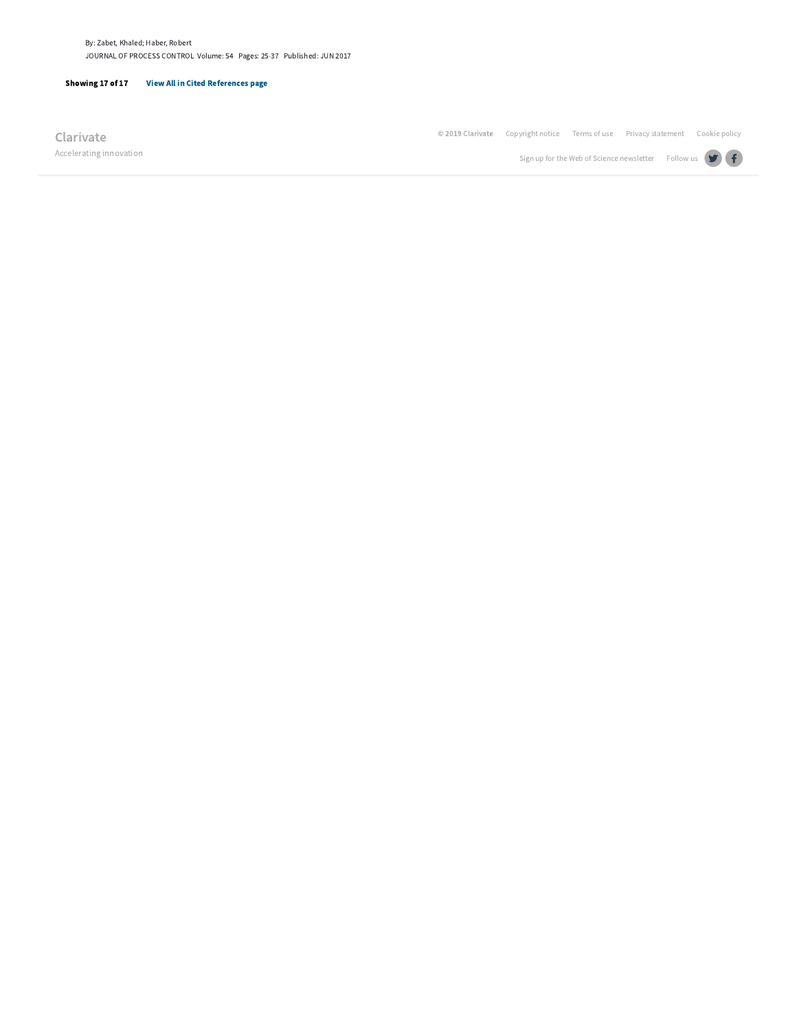By: Zabet, Khaled; Haber, Robert
JOURNAL OF PROCESS CONTROL Volume: 54 Pages: 25-37 Published: JUN 2017

**Showing 17 of 17** **View All in Cited References page**

**Clarivate**
Accelerating innovation

© 2019 Clarivate Copyright notice Terms of use Privacy statement Cookie policy

Sign up for the Web of Science newsletter Follow us